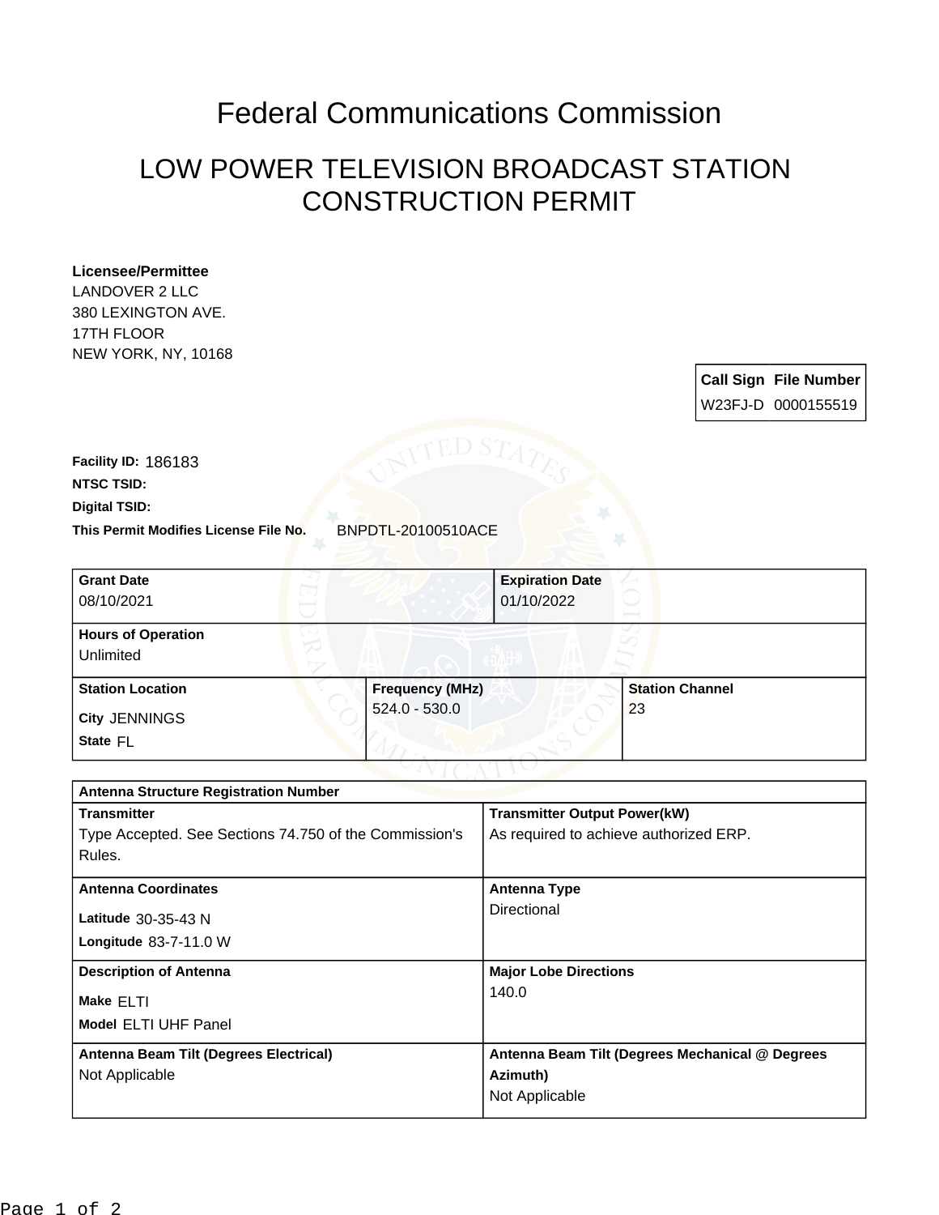# Federal Communications Commission

## LOW POWER TELEVISION BROADCAST STATION CONSTRUCTION PERMIT

**Licensee/Permittee**
LANDOVER 2 LLC
380 LEXINGTON AVE.
17TH FLOOR
NEW YORK, NY, 10168

| Call Sign | File Number |
|---|---|
| W23FJ-D | 0000155519 |

**Facility ID:** 186183

**NTSC TSID:**

**Digital TSID:**

**This Permit Modifies License File No.** BNPDTL-20100510ACE

| Grant Date | Expiration Date |
|---|---|
| 08/10/2021 | 01/10/2022 |

**Hours of Operation**
Unlimited

| Station Location | Frequency (MHz) | Station Channel |
|---|---|---|
| City JENNINGS<br>State FL | 524.0 - 530.0 | 23 |

**Antenna Structure Registration Number**

| Transmitter | Transmitter Output Power(kW) |
|---|---|
| Type Accepted. See Sections 74.750 of the Commission's Rules. | As required to achieve authorized ERP. |

| Antenna Coordinates | Antenna Type |
|---|---|
| Latitude 30-35-43 N<br>Longitude 83-7-11.0 W | Directional |

| Description of Antenna | Major Lobe Directions |
|---|---|
| Make ELTI<br>Model ELTI UHF Panel | 140.0 |

| Antenna Beam Tilt (Degrees Electrical) | Antenna Beam Tilt (Degrees Mechanical @ Degrees Azimuth) |
|---|---|
| Not Applicable | Not Applicable |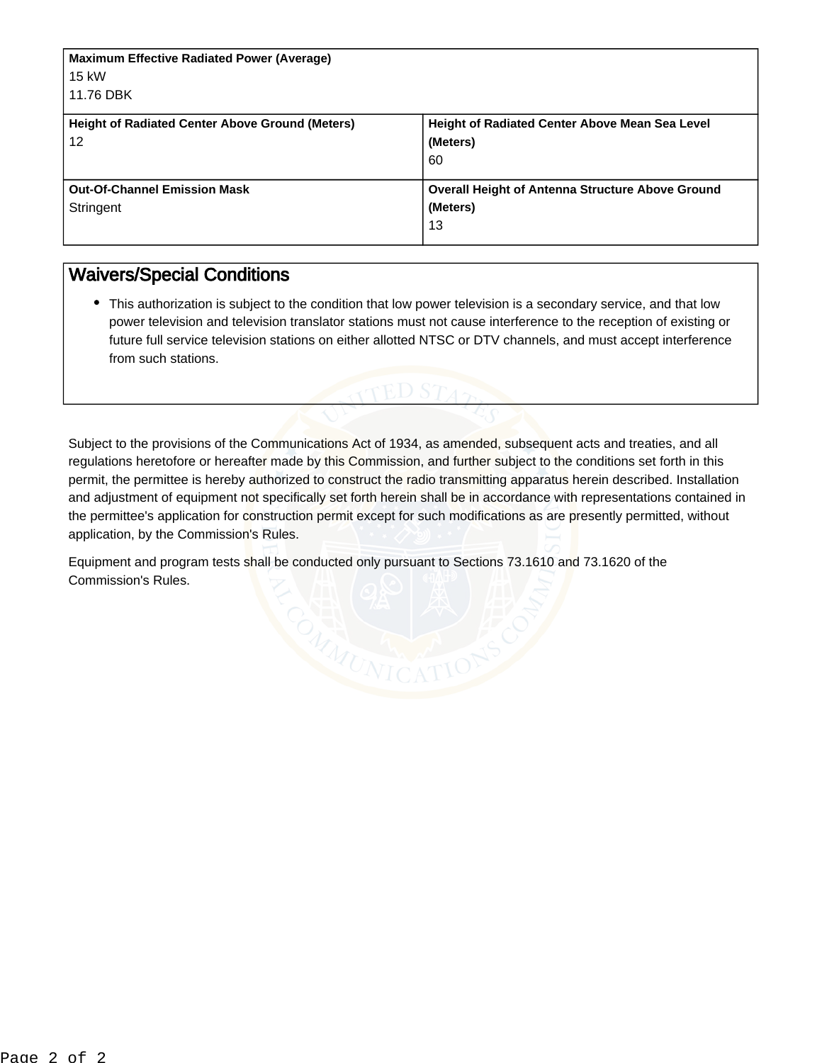| | |
|---|---|
| **Maximum Effective Radiated Power (Average)**<br>15 kW<br>11.76 DBK | |
| **Height of Radiated Center Above Ground (Meters)**<br>12 | **Height of Radiated Center Above Mean Sea Level (Meters)**<br>60 |
| **Out-Of-Channel Emission Mask**<br>Stringent | **Overall Height of Antenna Structure Above Ground (Meters)**<br>13 |

## Waivers/Special Conditions

- This authorization is subject to the condition that low power television is a secondary service, and that low power television and television translator stations must not cause interference to the reception of existing or future full service television stations on either allotted NTSC or DTV channels, and must accept interference from such stations.

Subject to the provisions of the Communications Act of 1934, as amended, subsequent acts and treaties, and all regulations heretofore or hereafter made by this Commission, and further subject to the conditions set forth in this permit, the permittee is hereby authorized to construct the radio transmitting apparatus herein described. Installation and adjustment of equipment not specifically set forth herein shall be in accordance with representations contained in the permittee's application for construction permit except for such modifications as are presently permitted, without application, by the Commission's Rules.

Equipment and program tests shall be conducted only pursuant to Sections 73.1610 and 73.1620 of the Commission's Rules.